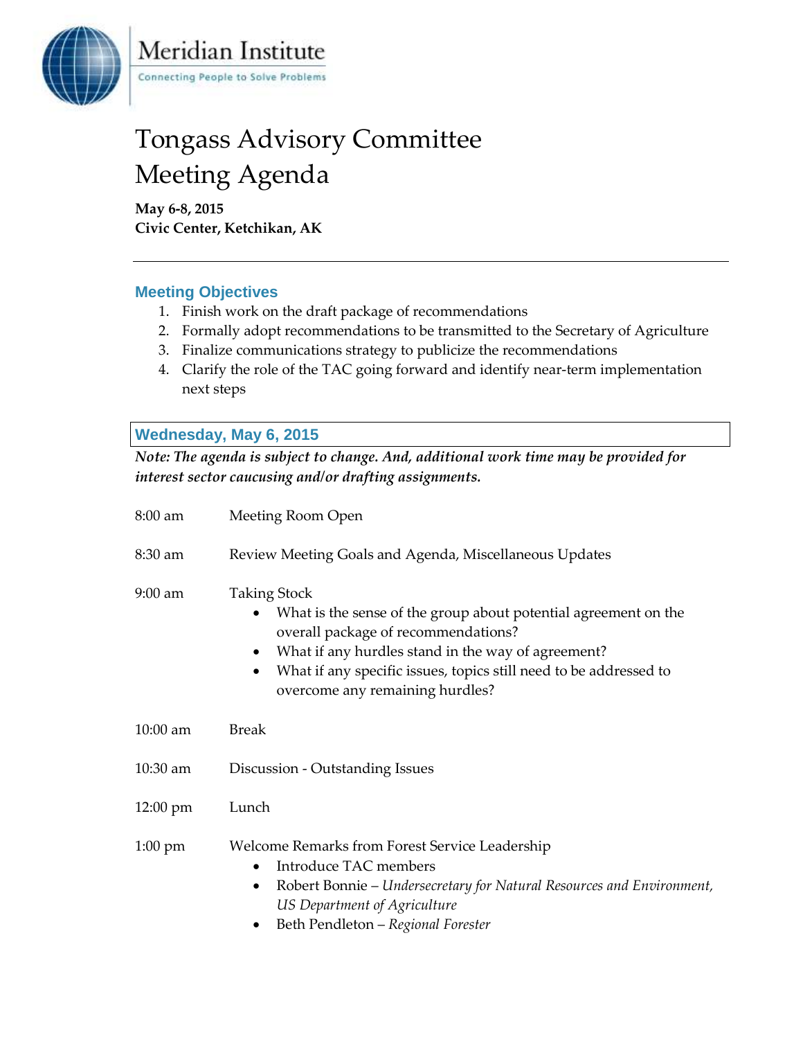Meridian Institute

Connecting People to Solve Problems

# Tongass Advisory Committee
# Meeting Agenda

**May 6-8, 2015**
**Civic Center, Ketchikan, AK**

---

## Meeting Objectives

1. Finish work on the draft package of recommendations
2. Formally adopt recommendations to be transmitted to the Secretary of Agriculture
3. Finalize communications strategy to publicize the recommendations
4. Clarify the role of the TAC going forward and identify near-term implementation next steps

## Wednesday, May 6, 2015

***Note: The agenda is subject to change. And, additional work time may be provided for interest sector caucusing and/or drafting assignments.***

8:00 am — Meeting Room Open

8:30 am — Review Meeting Goals and Agenda, Miscellaneous Updates

9:00 am — Taking Stock
- What is the sense of the group about potential agreement on the overall package of recommendations?
- What if any hurdles stand in the way of agreement?
- What if any specific issues, topics still need to be addressed to overcome any remaining hurdles?

10:00 am — Break

10:30 am — Discussion - Outstanding Issues

12:00 pm — Lunch

1:00 pm — Welcome Remarks from Forest Service Leadership
- Introduce TAC members
- Robert Bonnie – *Undersecretary for Natural Resources and Environment, US Department of Agriculture*
- Beth Pendleton – *Regional Forester*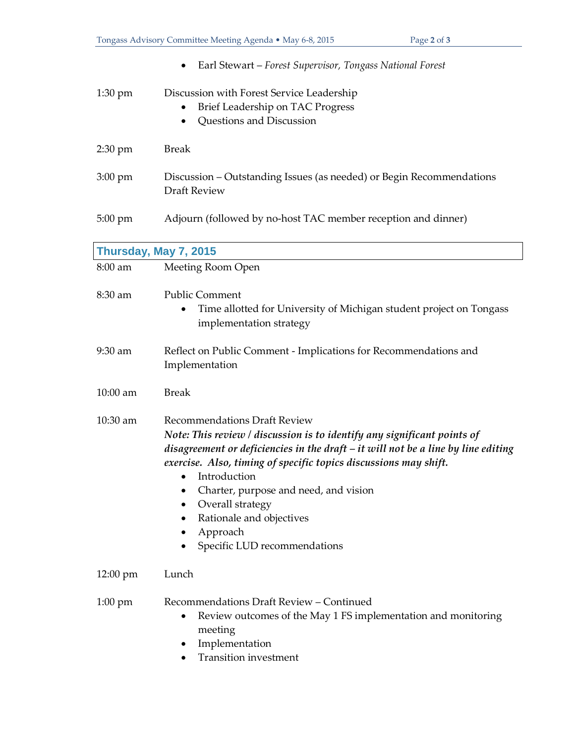- Earl Stewart – *Forest Supervisor, Tongass National Forest*

1:30 pm Discussion with Forest Service Leadership
- Brief Leadership on TAC Progress
- Questions and Discussion

2:30 pm Break

3:00 pm Discussion – Outstanding Issues (as needed) or Begin Recommendations Draft Review

5:00 pm Adjourn (followed by no-host TAC member reception and dinner)

## Thursday, May 7, 2015

8:00 am Meeting Room Open

8:30 am Public Comment
- Time allotted for University of Michigan student project on Tongass implementation strategy

9:30 am Reflect on Public Comment - Implications for Recommendations and Implementation

10:00 am Break

10:30 am Recommendations Draft Review

***Note: This review / discussion is to identify any significant points of disagreement or deficiencies in the draft – it will not be a line by line editing exercise. Also, timing of specific topics discussions may shift.***
- Introduction
- Charter, purpose and need, and vision
- Overall strategy
- Rationale and objectives
- Approach
- Specific LUD recommendations

12:00 pm Lunch

1:00 pm Recommendations Draft Review – Continued
- Review outcomes of the May 1 FS implementation and monitoring meeting
- Implementation
- Transition investment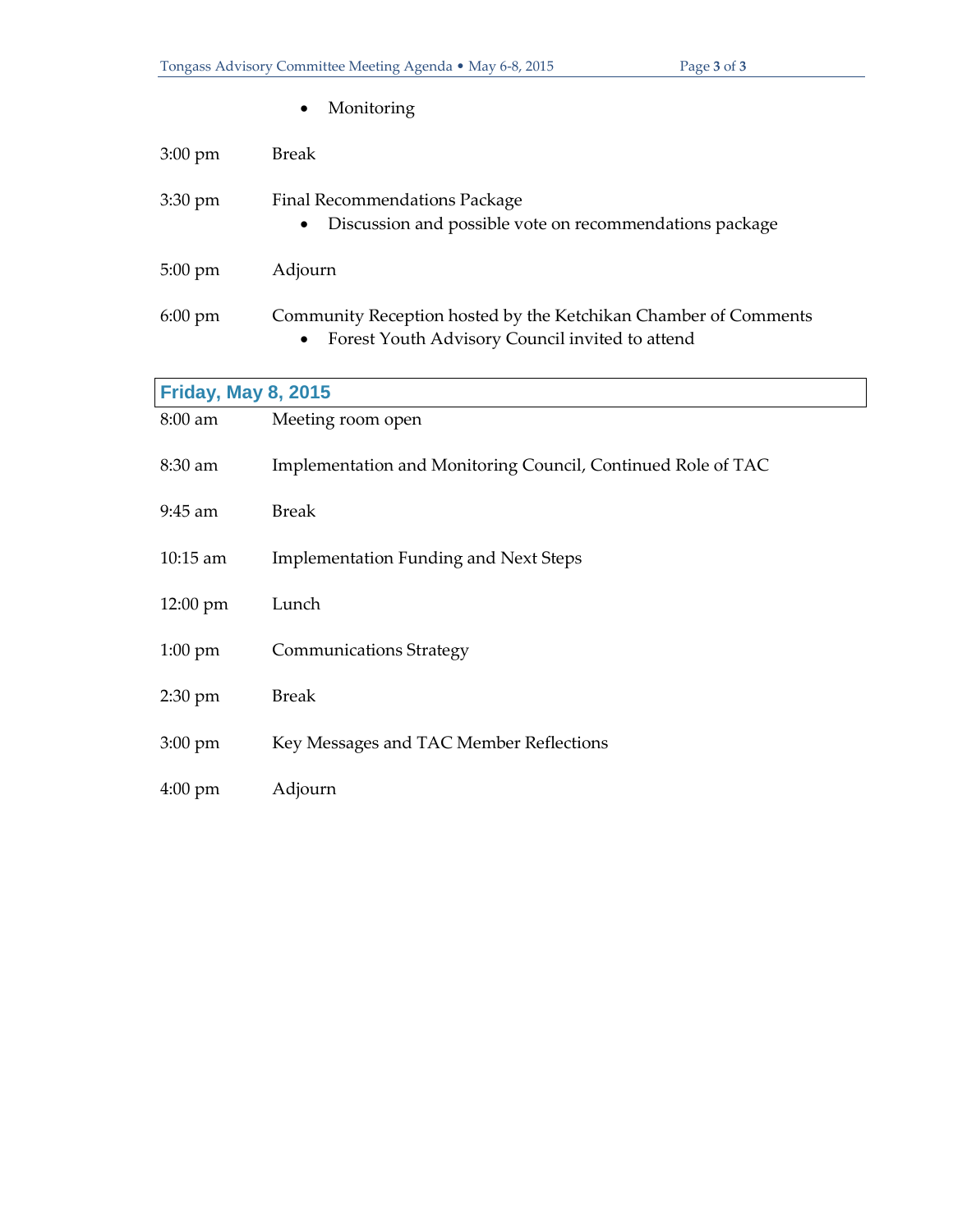- Monitoring

3:00 pm Break

3:30 pm Final Recommendations Package
- Discussion and possible vote on recommendations package

5:00 pm Adjourn

6:00 pm Community Reception hosted by the Ketchikan Chamber of Comments
- Forest Youth Advisory Council invited to attend

## Friday, May 8, 2015

8:00 am Meeting room open

8:30 am Implementation and Monitoring Council, Continued Role of TAC

9:45 am Break

10:15 am Implementation Funding and Next Steps

12:00 pm Lunch

1:00 pm Communications Strategy

2:30 pm Break

3:00 pm Key Messages and TAC Member Reflections

4:00 pm Adjourn